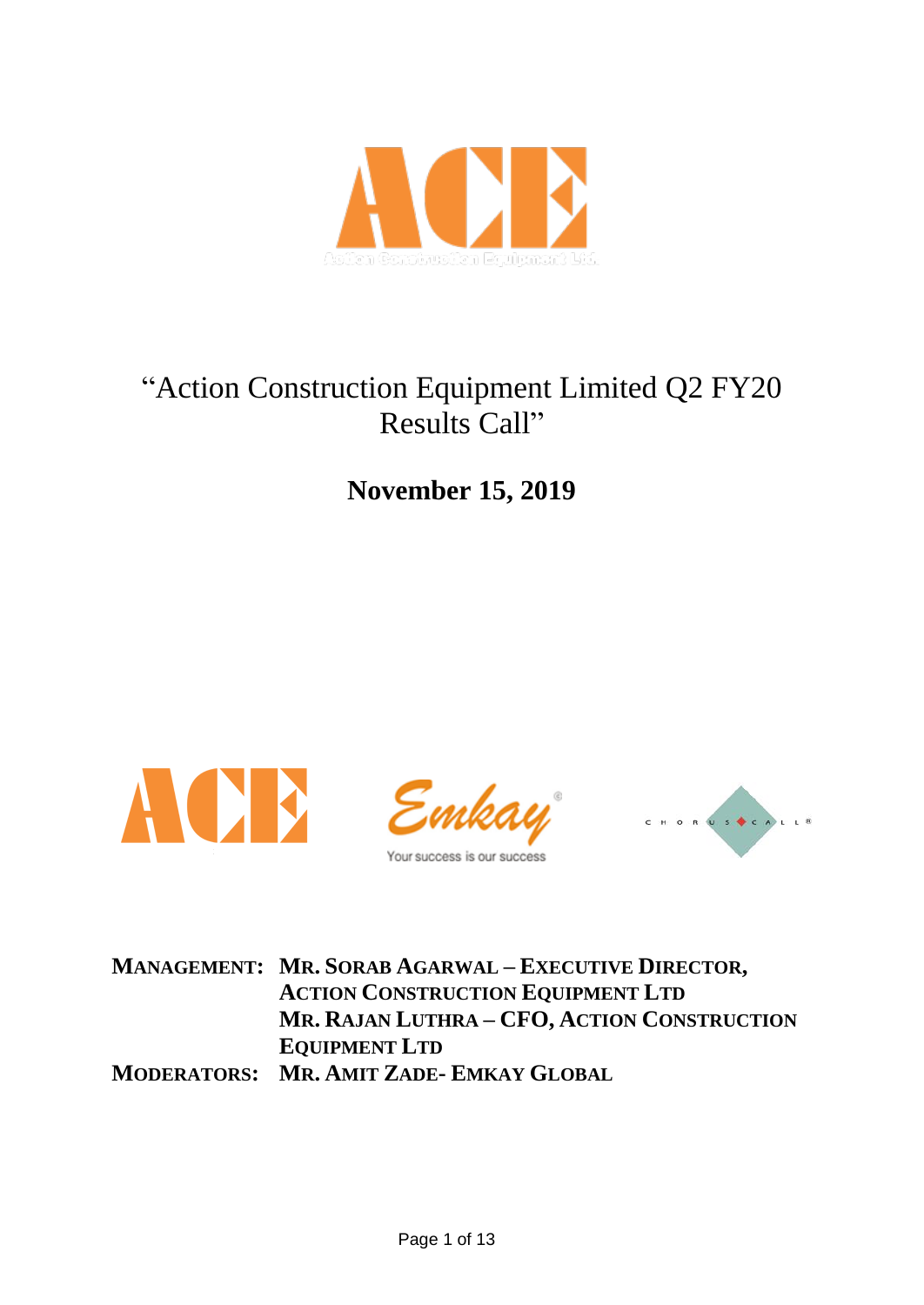# "Action Construction Equipment Limited Q2 FY20 Results Call"

## November 15, 2019

**MANAGEMENT:** **MR. SORAB AGARWAL – EXECUTIVE DIRECTOR, ACTION CONSTRUCTION EQUIPMENT LTD**
**MR. RAJAN LUTHRA – CFO, ACTION CONSTRUCTION EQUIPMENT LTD**

**MODERATORS:** **MR. AMIT ZADE- EMKAY GLOBAL**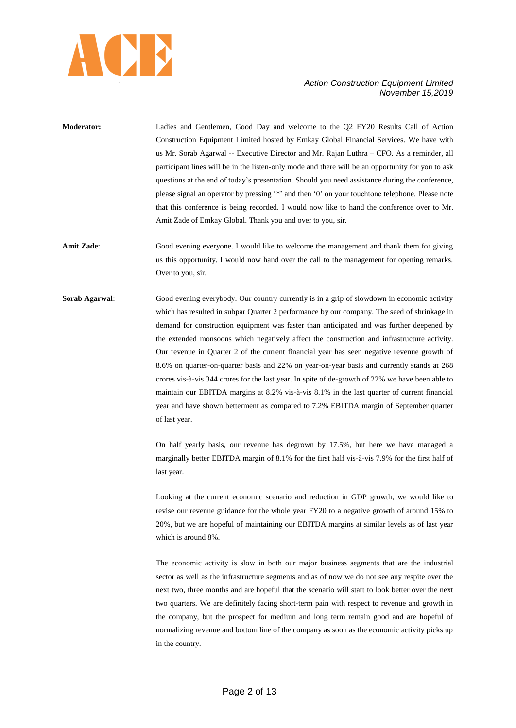**Moderator:** Ladies and Gentlemen, Good Day and welcome to the Q2 FY20 Results Call of Action Construction Equipment Limited hosted by Emkay Global Financial Services. We have with us Mr. Sorab Agarwal -- Executive Director and Mr. Rajan Luthra – CFO. As a reminder, all participant lines will be in the listen-only mode and there will be an opportunity for you to ask questions at the end of today's presentation. Should you need assistance during the conference, please signal an operator by pressing '*' and then '0' on your touchtone telephone. Please note that this conference is being recorded. I would now like to hand the conference over to Mr. Amit Zade of Emkay Global. Thank you and over to you, sir.

**Amit Zade**: Good evening everyone. I would like to welcome the management and thank them for giving us this opportunity. I would now hand over the call to the management for opening remarks. Over to you, sir.

**Sorab Agarwal**: Good evening everybody. Our country currently is in a grip of slowdown in economic activity which has resulted in subpar Quarter 2 performance by our company. The seed of shrinkage in demand for construction equipment was faster than anticipated and was further deepened by the extended monsoons which negatively affect the construction and infrastructure activity. Our revenue in Quarter 2 of the current financial year has seen negative revenue growth of 8.6% on quarter-on-quarter basis and 22% on year-on-year basis and currently stands at 268 crores vis-à-vis 344 crores for the last year. In spite of de-growth of 22% we have been able to maintain our EBITDA margins at 8.2% vis-à-vis 8.1% in the last quarter of current financial year and have shown betterment as compared to 7.2% EBITDA margin of September quarter of last year.

On half yearly basis, our revenue has degrown by 17.5%, but here we have managed a marginally better EBITDA margin of 8.1% for the first half vis-à-vis 7.9% for the first half of last year.

Looking at the current economic scenario and reduction in GDP growth, we would like to revise our revenue guidance for the whole year FY20 to a negative growth of around 15% to 20%, but we are hopeful of maintaining our EBITDA margins at similar levels as of last year which is around 8%.

The economic activity is slow in both our major business segments that are the industrial sector as well as the infrastructure segments and as of now we do not see any respite over the next two, three months and are hopeful that the scenario will start to look better over the next two quarters. We are definitely facing short-term pain with respect to revenue and growth in the company, but the prospect for medium and long term remain good and are hopeful of normalizing revenue and bottom line of the company as soon as the economic activity picks up in the country.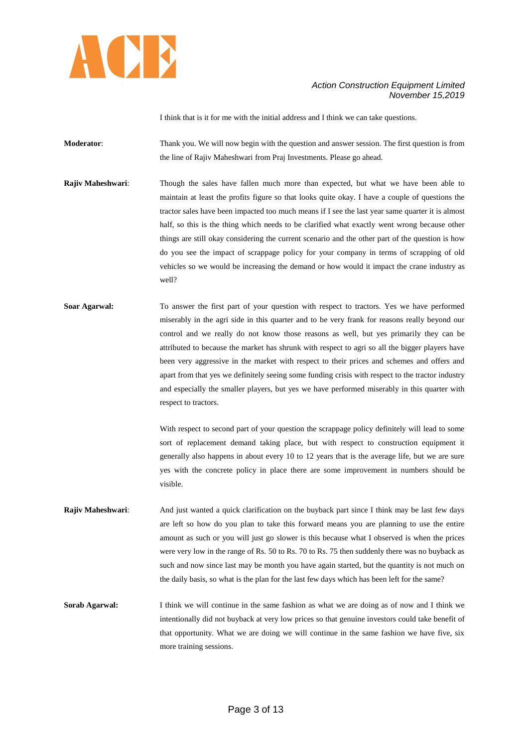I think that is it for me with the initial address and I think we can take questions.

**Moderator**: Thank you. We will now begin with the question and answer session. The first question is from the line of Rajiv Maheshwari from Praj Investments. Please go ahead.

**Rajiv Maheshwari**: Though the sales have fallen much more than expected, but what we have been able to maintain at least the profits figure so that looks quite okay. I have a couple of questions the tractor sales have been impacted too much means if I see the last year same quarter it is almost half, so this is the thing which needs to be clarified what exactly went wrong because other things are still okay considering the current scenario and the other part of the question is how do you see the impact of scrappage policy for your company in terms of scrapping of old vehicles so we would be increasing the demand or how would it impact the crane industry as well?

**Soar Agarwal:** To answer the first part of your question with respect to tractors. Yes we have performed miserably in the agri side in this quarter and to be very frank for reasons really beyond our control and we really do not know those reasons as well, but yes primarily they can be attributed to because the market has shrunk with respect to agri so all the bigger players have been very aggressive in the market with respect to their prices and schemes and offers and apart from that yes we definitely seeing some funding crisis with respect to the tractor industry and especially the smaller players, but yes we have performed miserably in this quarter with respect to tractors.

With respect to second part of your question the scrappage policy definitely will lead to some sort of replacement demand taking place, but with respect to construction equipment it generally also happens in about every 10 to 12 years that is the average life, but we are sure yes with the concrete policy in place there are some improvement in numbers should be visible.

**Rajiv Maheshwari**: And just wanted a quick clarification on the buyback part since I think may be last few days are left so how do you plan to take this forward means you are planning to use the entire amount as such or you will just go slower is this because what I observed is when the prices were very low in the range of Rs. 50 to Rs. 70 to Rs. 75 then suddenly there was no buyback as such and now since last may be month you have again started, but the quantity is not much on the daily basis, so what is the plan for the last few days which has been left for the same?

**Sorab Agarwal:** I think we will continue in the same fashion as what we are doing as of now and I think we intentionally did not buyback at very low prices so that genuine investors could take benefit of that opportunity. What we are doing we will continue in the same fashion we have five, six more training sessions.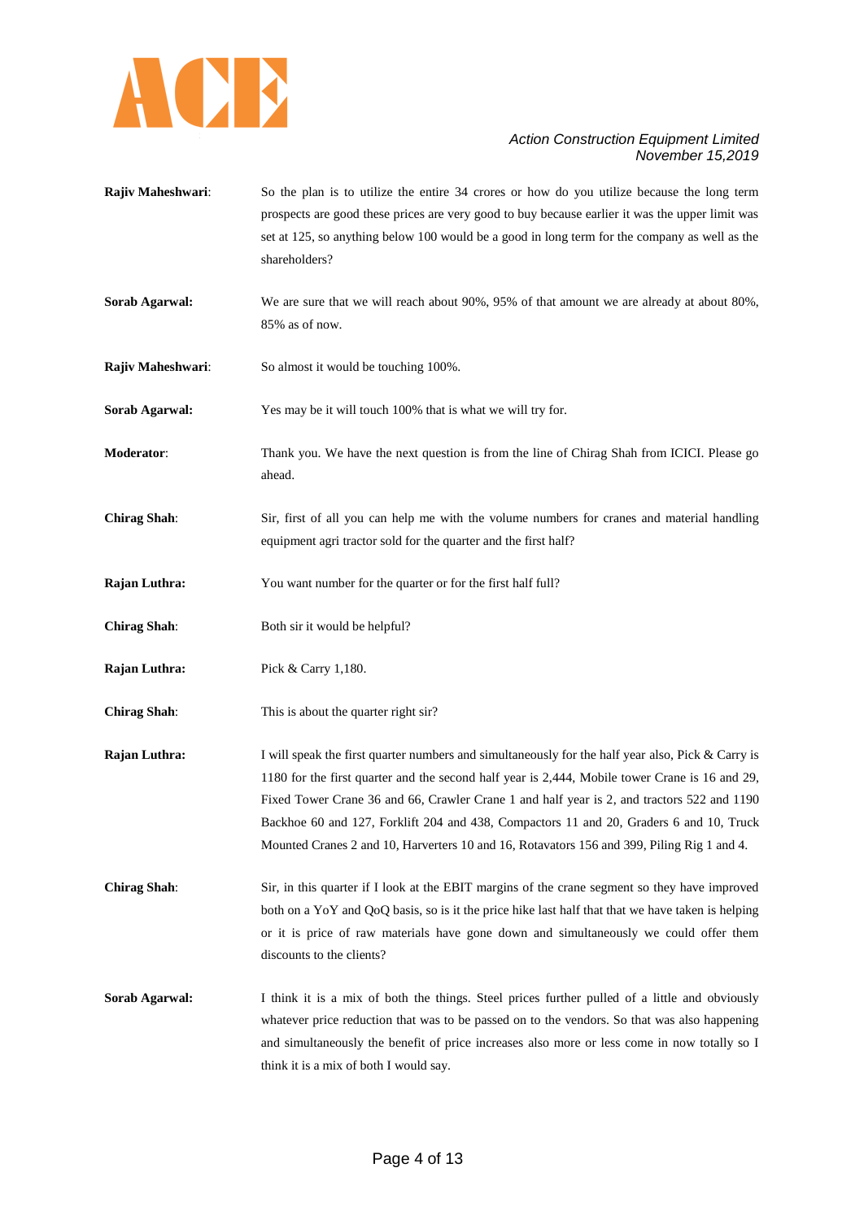**Rajiv Maheshwari**: So the plan is to utilize the entire 34 crores or how do you utilize because the long term prospects are good these prices are very good to buy because earlier it was the upper limit was set at 125, so anything below 100 would be a good in long term for the company as well as the shareholders?

**Sorab Agarwal:** We are sure that we will reach about 90%, 95% of that amount we are already at about 80%, 85% as of now.

**Rajiv Maheshwari**: So almost it would be touching 100%.

**Sorab Agarwal:** Yes may be it will touch 100% that is what we will try for.

**Moderator**: Thank you. We have the next question is from the line of Chirag Shah from ICICI. Please go ahead.

**Chirag Shah**: Sir, first of all you can help me with the volume numbers for cranes and material handling equipment agri tractor sold for the quarter and the first half?

**Rajan Luthra:** You want number for the quarter or for the first half full?

**Chirag Shah**: Both sir it would be helpful?

**Rajan Luthra:** Pick & Carry 1,180.

**Chirag Shah**: This is about the quarter right sir?

**Rajan Luthra:** I will speak the first quarter numbers and simultaneously for the half year also, Pick & Carry is 1180 for the first quarter and the second half year is 2,444, Mobile tower Crane is 16 and 29, Fixed Tower Crane 36 and 66, Crawler Crane 1 and half year is 2, and tractors 522 and 1190 Backhoe 60 and 127, Forklift 204 and 438, Compactors 11 and 20, Graders 6 and 10, Truck Mounted Cranes 2 and 10, Harverters 10 and 16, Rotavators 156 and 399, Piling Rig 1 and 4.

**Chirag Shah**: Sir, in this quarter if I look at the EBIT margins of the crane segment so they have improved both on a YoY and QoQ basis, so is it the price hike last half that that we have taken is helping or it is price of raw materials have gone down and simultaneously we could offer them discounts to the clients?

**Sorab Agarwal:** I think it is a mix of both the things. Steel prices further pulled of a little and obviously whatever price reduction that was to be passed on to the vendors. So that was also happening and simultaneously the benefit of price increases also more or less come in now totally so I think it is a mix of both I would say.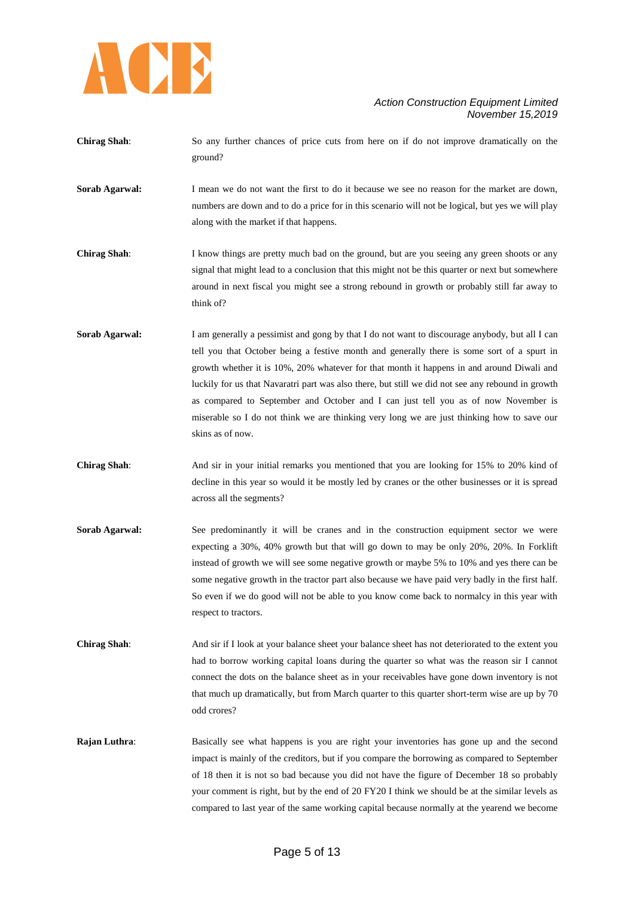**Chirag Shah**: So any further chances of price cuts from here on if do not improve dramatically on the ground?

**Sorab Agarwal:** I mean we do not want the first to do it because we see no reason for the market are down, numbers are down and to do a price for in this scenario will not be logical, but yes we will play along with the market if that happens.

**Chirag Shah**: I know things are pretty much bad on the ground, but are you seeing any green shoots or any signal that might lead to a conclusion that this might not be this quarter or next but somewhere around in next fiscal you might see a strong rebound in growth or probably still far away to think of?

**Sorab Agarwal:** I am generally a pessimist and gong by that I do not want to discourage anybody, but all I can tell you that October being a festive month and generally there is some sort of a spurt in growth whether it is 10%, 20% whatever for that month it happens in and around Diwali and luckily for us that Navaratri part was also there, but still we did not see any rebound in growth as compared to September and October and I can just tell you as of now November is miserable so I do not think we are thinking very long we are just thinking how to save our skins as of now.

**Chirag Shah**: And sir in your initial remarks you mentioned that you are looking for 15% to 20% kind of decline in this year so would it be mostly led by cranes or the other businesses or it is spread across all the segments?

**Sorab Agarwal:** See predominantly it will be cranes and in the construction equipment sector we were expecting a 30%, 40% growth but that will go down to may be only 20%, 20%. In Forklift instead of growth we will see some negative growth or maybe 5% to 10% and yes there can be some negative growth in the tractor part also because we have paid very badly in the first half. So even if we do good will not be able to you know come back to normalcy in this year with respect to tractors.

**Chirag Shah**: And sir if I look at your balance sheet your balance sheet has not deteriorated to the extent you had to borrow working capital loans during the quarter so what was the reason sir I cannot connect the dots on the balance sheet as in your receivables have gone down inventory is not that much up dramatically, but from March quarter to this quarter short-term wise are up by 70 odd crores?

**Rajan Luthra**: Basically see what happens is you are right your inventories has gone up and the second impact is mainly of the creditors, but if you compare the borrowing as compared to September of 18 then it is not so bad because you did not have the figure of December 18 so probably your comment is right, but by the end of 20 FY20 I think we should be at the similar levels as compared to last year of the same working capital because normally at the yearend we become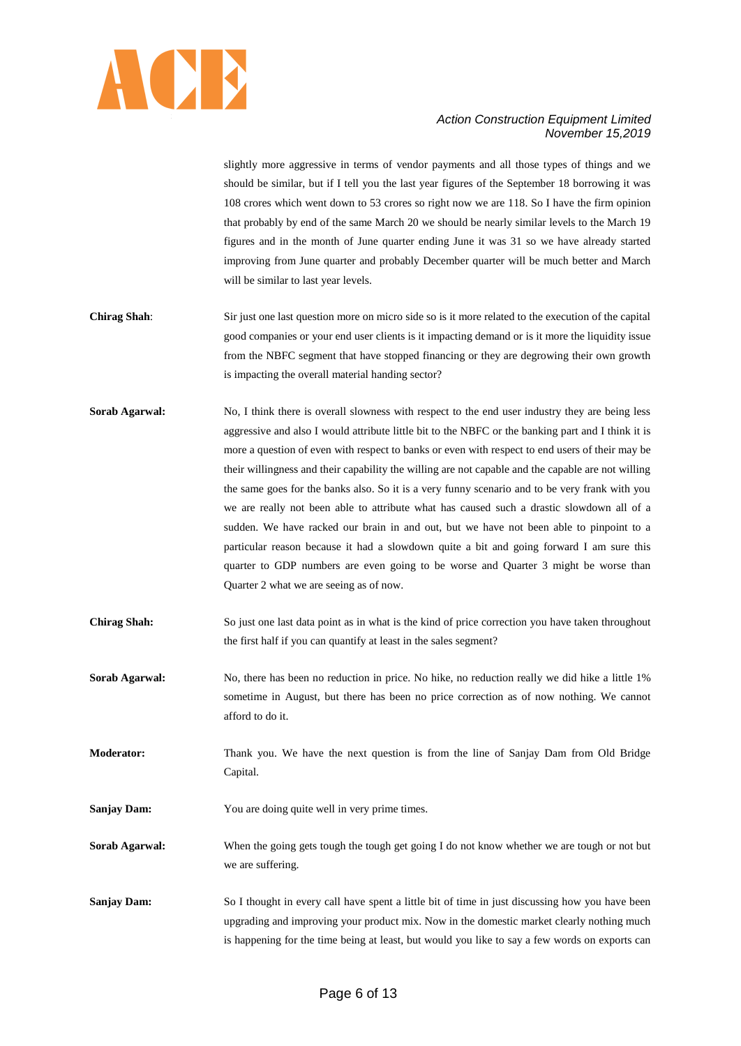slightly more aggressive in terms of vendor payments and all those types of things and we should be similar, but if I tell you the last year figures of the September 18 borrowing it was 108 crores which went down to 53 crores so right now we are 118. So I have the firm opinion that probably by end of the same March 20 we should be nearly similar levels to the March 19 figures and in the month of June quarter ending June it was 31 so we have already started improving from June quarter and probably December quarter will be much better and March will be similar to last year levels.

**Chirag Shah**: Sir just one last question more on micro side so is it more related to the execution of the capital good companies or your end user clients is it impacting demand or is it more the liquidity issue from the NBFC segment that have stopped financing or they are degrowing their own growth is impacting the overall material handing sector?

**Sorab Agarwal:** No, I think there is overall slowness with respect to the end user industry they are being less aggressive and also I would attribute little bit to the NBFC or the banking part and I think it is more a question of even with respect to banks or even with respect to end users of their may be their willingness and their capability the willing are not capable and the capable are not willing the same goes for the banks also. So it is a very funny scenario and to be very frank with you we are really not been able to attribute what has caused such a drastic slowdown all of a sudden. We have racked our brain in and out, but we have not been able to pinpoint to a particular reason because it had a slowdown quite a bit and going forward I am sure this quarter to GDP numbers are even going to be worse and Quarter 3 might be worse than Quarter 2 what we are seeing as of now.

**Chirag Shah:** So just one last data point as in what is the kind of price correction you have taken throughout the first half if you can quantify at least in the sales segment?

**Sorab Agarwal:** No, there has been no reduction in price. No hike, no reduction really we did hike a little 1% sometime in August, but there has been no price correction as of now nothing. We cannot afford to do it.

**Moderator:** Thank you. We have the next question is from the line of Sanjay Dam from Old Bridge Capital.

**Sanjay Dam:** You are doing quite well in very prime times.

**Sorab Agarwal:** When the going gets tough the tough get going I do not know whether we are tough or not but we are suffering.

**Sanjay Dam:** So I thought in every call have spent a little bit of time in just discussing how you have been upgrading and improving your product mix. Now in the domestic market clearly nothing much is happening for the time being at least, but would you like to say a few words on exports can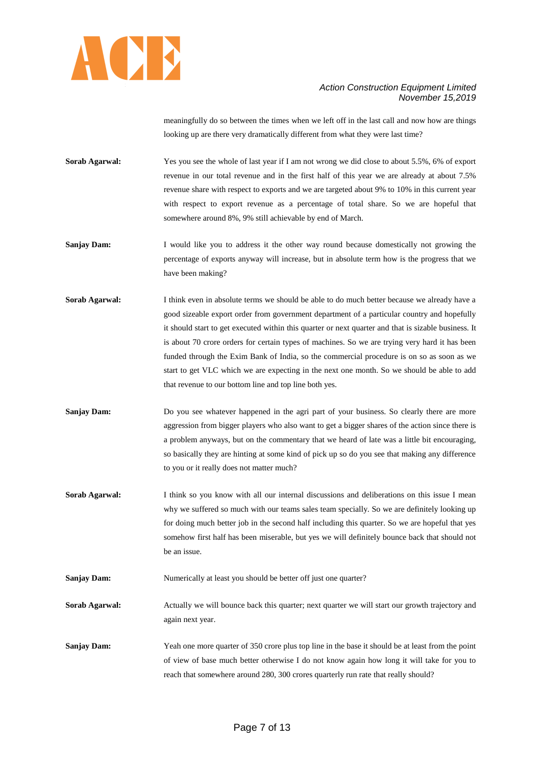meaningfully do so between the times when we left off in the last call and now how are things looking up are there very dramatically different from what they were last time?

**Sorab Agarwal:** Yes you see the whole of last year if I am not wrong we did close to about 5.5%, 6% of export revenue in our total revenue and in the first half of this year we are already at about 7.5% revenue share with respect to exports and we are targeted about 9% to 10% in this current year with respect to export revenue as a percentage of total share. So we are hopeful that somewhere around 8%, 9% still achievable by end of March.

**Sanjay Dam:** I would like you to address it the other way round because domestically not growing the percentage of exports anyway will increase, but in absolute term how is the progress that we have been making?

**Sorab Agarwal:** I think even in absolute terms we should be able to do much better because we already have a good sizeable export order from government department of a particular country and hopefully it should start to get executed within this quarter or next quarter and that is sizable business. It is about 70 crore orders for certain types of machines. So we are trying very hard it has been funded through the Exim Bank of India, so the commercial procedure is on so as soon as we start to get VLC which we are expecting in the next one month. So we should be able to add that revenue to our bottom line and top line both yes.

**Sanjay Dam:** Do you see whatever happened in the agri part of your business. So clearly there are more aggression from bigger players who also want to get a bigger shares of the action since there is a problem anyways, but on the commentary that we heard of late was a little bit encouraging, so basically they are hinting at some kind of pick up so do you see that making any difference to you or it really does not matter much?

**Sorab Agarwal:** I think so you know with all our internal discussions and deliberations on this issue I mean why we suffered so much with our teams sales team specially. So we are definitely looking up for doing much better job in the second half including this quarter. So we are hopeful that yes somehow first half has been miserable, but yes we will definitely bounce back that should not be an issue.

**Sanjay Dam:** Numerically at least you should be better off just one quarter?

**Sorab Agarwal:** Actually we will bounce back this quarter; next quarter we will start our growth trajectory and again next year.

**Sanjay Dam:** Yeah one more quarter of 350 crore plus top line in the base it should be at least from the point of view of base much better otherwise I do not know again how long it will take for you to reach that somewhere around 280, 300 crores quarterly run rate that really should?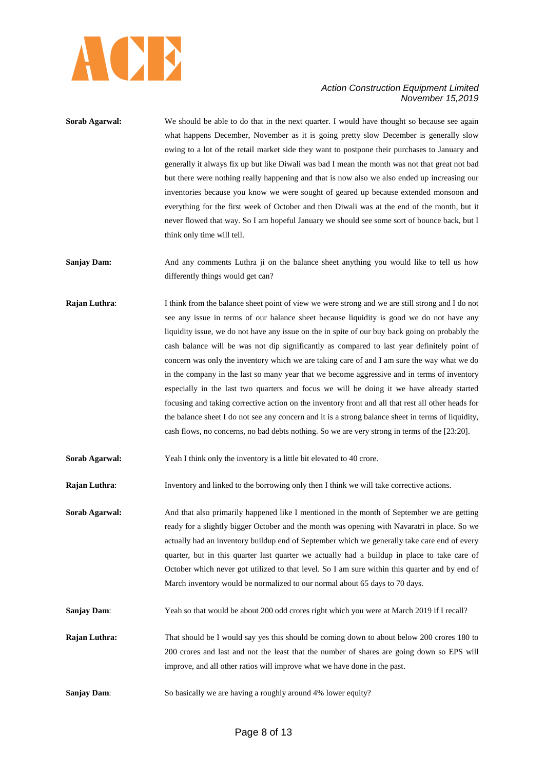**Sorab Agarwal:** We should be able to do that in the next quarter. I would have thought so because see again what happens December, November as it is going pretty slow December is generally slow owing to a lot of the retail market side they want to postpone their purchases to January and generally it always fix up but like Diwali was bad I mean the month was not that great not bad but there were nothing really happening and that is now also we also ended up increasing our inventories because you know we were sought of geared up because extended monsoon and everything for the first week of October and then Diwali was at the end of the month, but it never flowed that way. So I am hopeful January we should see some sort of bounce back, but I think only time will tell.

**Sanjay Dam:** And any comments Luthra ji on the balance sheet anything you would like to tell us how differently things would get can?

**Rajan Luthra**: I think from the balance sheet point of view we were strong and we are still strong and I do not see any issue in terms of our balance sheet because liquidity is good we do not have any liquidity issue, we do not have any issue on the in spite of our buy back going on probably the cash balance will be was not dip significantly as compared to last year definitely point of concern was only the inventory which we are taking care of and I am sure the way what we do in the company in the last so many year that we become aggressive and in terms of inventory especially in the last two quarters and focus we will be doing it we have already started focusing and taking corrective action on the inventory front and all that rest all other heads for the balance sheet I do not see any concern and it is a strong balance sheet in terms of liquidity, cash flows, no concerns, no bad debts nothing. So we are very strong in terms of the [23:20].

**Sorab Agarwal:** Yeah I think only the inventory is a little bit elevated to 40 crore.

**Rajan Luthra**: Inventory and linked to the borrowing only then I think we will take corrective actions.

**Sorab Agarwal:** And that also primarily happened like I mentioned in the month of September we are getting ready for a slightly bigger October and the month was opening with Navaratri in place. So we actually had an inventory buildup end of September which we generally take care end of every quarter, but in this quarter last quarter we actually had a buildup in place to take care of October which never got utilized to that level. So I am sure within this quarter and by end of March inventory would be normalized to our normal about 65 days to 70 days.

**Sanjay Dam**: Yeah so that would be about 200 odd crores right which you were at March 2019 if I recall?

**Rajan Luthra:** That should be I would say yes this should be coming down to about below 200 crores 180 to 200 crores and last and not the least that the number of shares are going down so EPS will improve, and all other ratios will improve what we have done in the past.

**Sanjay Dam**: So basically we are having a roughly around 4% lower equity?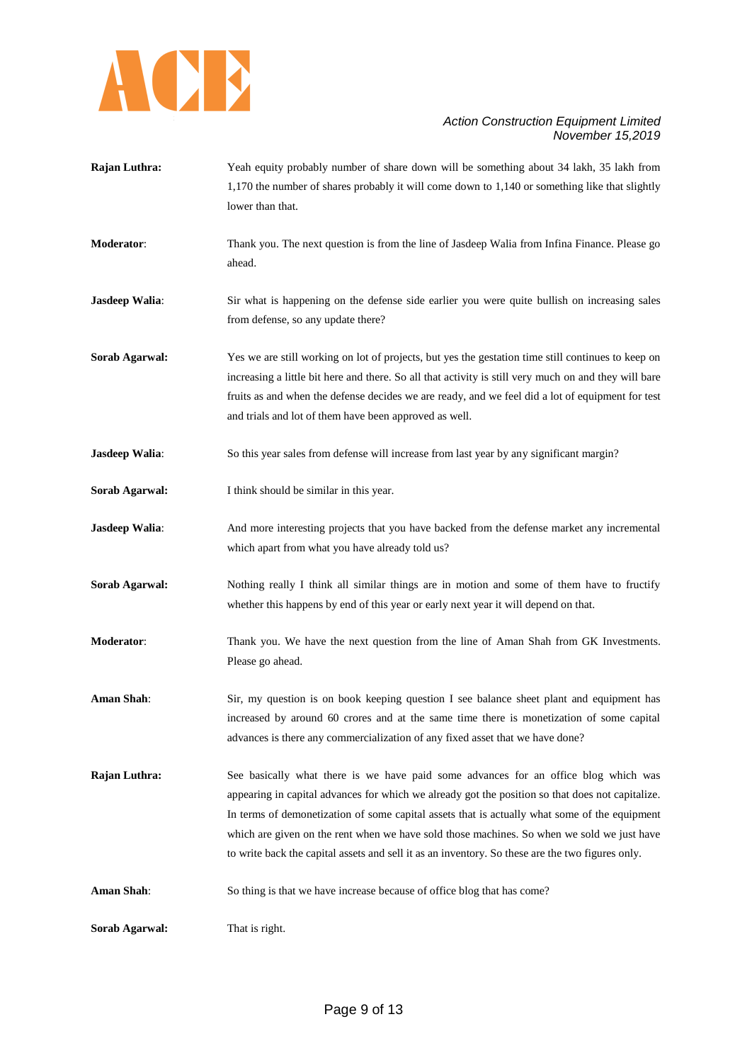**Rajan Luthra:** Yeah equity probably number of share down will be something about 34 lakh, 35 lakh from 1,170 the number of shares probably it will come down to 1,140 or something like that slightly lower than that.

**Moderator**: Thank you. The next question is from the line of Jasdeep Walia from Infina Finance. Please go ahead.

**Jasdeep Walia**: Sir what is happening on the defense side earlier you were quite bullish on increasing sales from defense, so any update there?

**Sorab Agarwal:** Yes we are still working on lot of projects, but yes the gestation time still continues to keep on increasing a little bit here and there. So all that activity is still very much on and they will bare fruits as and when the defense decides we are ready, and we feel did a lot of equipment for test and trials and lot of them have been approved as well.

**Jasdeep Walia**: So this year sales from defense will increase from last year by any significant margin?

**Sorab Agarwal:** I think should be similar in this year.

**Jasdeep Walia**: And more interesting projects that you have backed from the defense market any incremental which apart from what you have already told us?

**Sorab Agarwal:** Nothing really I think all similar things are in motion and some of them have to fructify whether this happens by end of this year or early next year it will depend on that.

**Moderator**: Thank you. We have the next question from the line of Aman Shah from GK Investments. Please go ahead.

**Aman Shah**: Sir, my question is on book keeping question I see balance sheet plant and equipment has increased by around 60 crores and at the same time there is monetization of some capital advances is there any commercialization of any fixed asset that we have done?

**Rajan Luthra:** See basically what there is we have paid some advances for an office blog which was appearing in capital advances for which we already got the position so that does not capitalize. In terms of demonetization of some capital assets that is actually what some of the equipment which are given on the rent when we have sold those machines. So when we sold we just have to write back the capital assets and sell it as an inventory. So these are the two figures only.

**Aman Shah**: So thing is that we have increase because of office blog that has come?

**Sorab Agarwal:** That is right.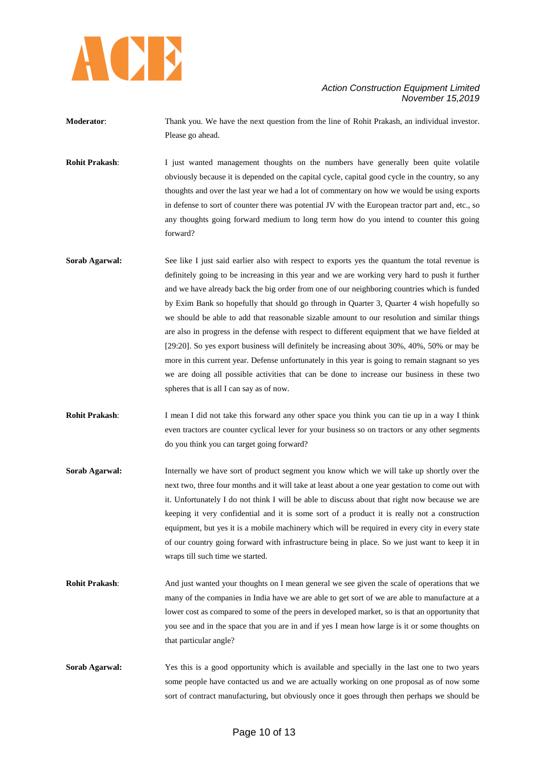**Moderator**: Thank you. We have the next question from the line of Rohit Prakash, an individual investor. Please go ahead.

**Rohit Prakash**: I just wanted management thoughts on the numbers have generally been quite volatile obviously because it is depended on the capital cycle, capital good cycle in the country, so any thoughts and over the last year we had a lot of commentary on how we would be using exports in defense to sort of counter there was potential JV with the European tractor part and, etc., so any thoughts going forward medium to long term how do you intend to counter this going forward?

**Sorab Agarwal:** See like I just said earlier also with respect to exports yes the quantum the total revenue is definitely going to be increasing in this year and we are working very hard to push it further and we have already back the big order from one of our neighboring countries which is funded by Exim Bank so hopefully that should go through in Quarter 3, Quarter 4 wish hopefully so we should be able to add that reasonable sizable amount to our resolution and similar things are also in progress in the defense with respect to different equipment that we have fielded at [29:20]. So yes export business will definitely be increasing about 30%, 40%, 50% or may be more in this current year. Defense unfortunately in this year is going to remain stagnant so yes we are doing all possible activities that can be done to increase our business in these two spheres that is all I can say as of now.

**Rohit Prakash**: I mean I did not take this forward any other space you think you can tie up in a way I think even tractors are counter cyclical lever for your business so on tractors or any other segments do you think you can target going forward?

**Sorab Agarwal:** Internally we have sort of product segment you know which we will take up shortly over the next two, three four months and it will take at least about a one year gestation to come out with it. Unfortunately I do not think I will be able to discuss about that right now because we are keeping it very confidential and it is some sort of a product it is really not a construction equipment, but yes it is a mobile machinery which will be required in every city in every state of our country going forward with infrastructure being in place. So we just want to keep it in wraps till such time we started.

**Rohit Prakash**: And just wanted your thoughts on I mean general we see given the scale of operations that we many of the companies in India have we are able to get sort of we are able to manufacture at a lower cost as compared to some of the peers in developed market, so is that an opportunity that you see and in the space that you are in and if yes I mean how large is it or some thoughts on that particular angle?

**Sorab Agarwal:** Yes this is a good opportunity which is available and specially in the last one to two years some people have contacted us and we are actually working on one proposal as of now some sort of contract manufacturing, but obviously once it goes through then perhaps we should be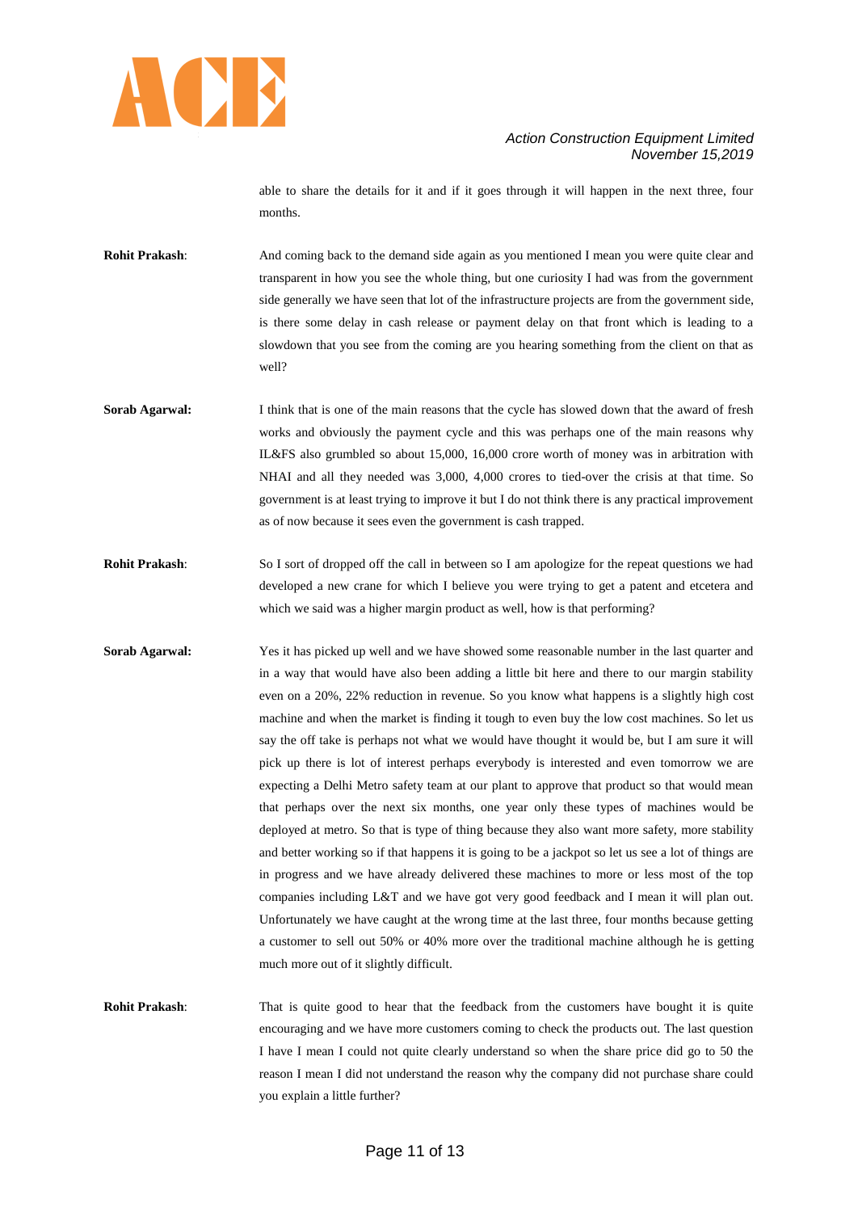able to share the details for it and if it goes through it will happen in the next three, four months.

**Rohit Prakash**: And coming back to the demand side again as you mentioned I mean you were quite clear and transparent in how you see the whole thing, but one curiosity I had was from the government side generally we have seen that lot of the infrastructure projects are from the government side, is there some delay in cash release or payment delay on that front which is leading to a slowdown that you see from the coming are you hearing something from the client on that as well?

**Sorab Agarwal:** I think that is one of the main reasons that the cycle has slowed down that the award of fresh works and obviously the payment cycle and this was perhaps one of the main reasons why IL&FS also grumbled so about 15,000, 16,000 crore worth of money was in arbitration with NHAI and all they needed was 3,000, 4,000 crores to tied-over the crisis at that time. So government is at least trying to improve it but I do not think there is any practical improvement as of now because it sees even the government is cash trapped.

**Rohit Prakash**: So I sort of dropped off the call in between so I am apologize for the repeat questions we had developed a new crane for which I believe you were trying to get a patent and etcetera and which we said was a higher margin product as well, how is that performing?

**Sorab Agarwal:** Yes it has picked up well and we have showed some reasonable number in the last quarter and in a way that would have also been adding a little bit here and there to our margin stability even on a 20%, 22% reduction in revenue. So you know what happens is a slightly high cost machine and when the market is finding it tough to even buy the low cost machines. So let us say the off take is perhaps not what we would have thought it would be, but I am sure it will pick up there is lot of interest perhaps everybody is interested and even tomorrow we are expecting a Delhi Metro safety team at our plant to approve that product so that would mean that perhaps over the next six months, one year only these types of machines would be deployed at metro. So that is type of thing because they also want more safety, more stability and better working so if that happens it is going to be a jackpot so let us see a lot of things are in progress and we have already delivered these machines to more or less most of the top companies including L&T and we have got very good feedback and I mean it will plan out. Unfortunately we have caught at the wrong time at the last three, four months because getting a customer to sell out 50% or 40% more over the traditional machine although he is getting much more out of it slightly difficult.

**Rohit Prakash**: That is quite good to hear that the feedback from the customers have bought it is quite encouraging and we have more customers coming to check the products out. The last question I have I mean I could not quite clearly understand so when the share price did go to 50 the reason I mean I did not understand the reason why the company did not purchase share could you explain a little further?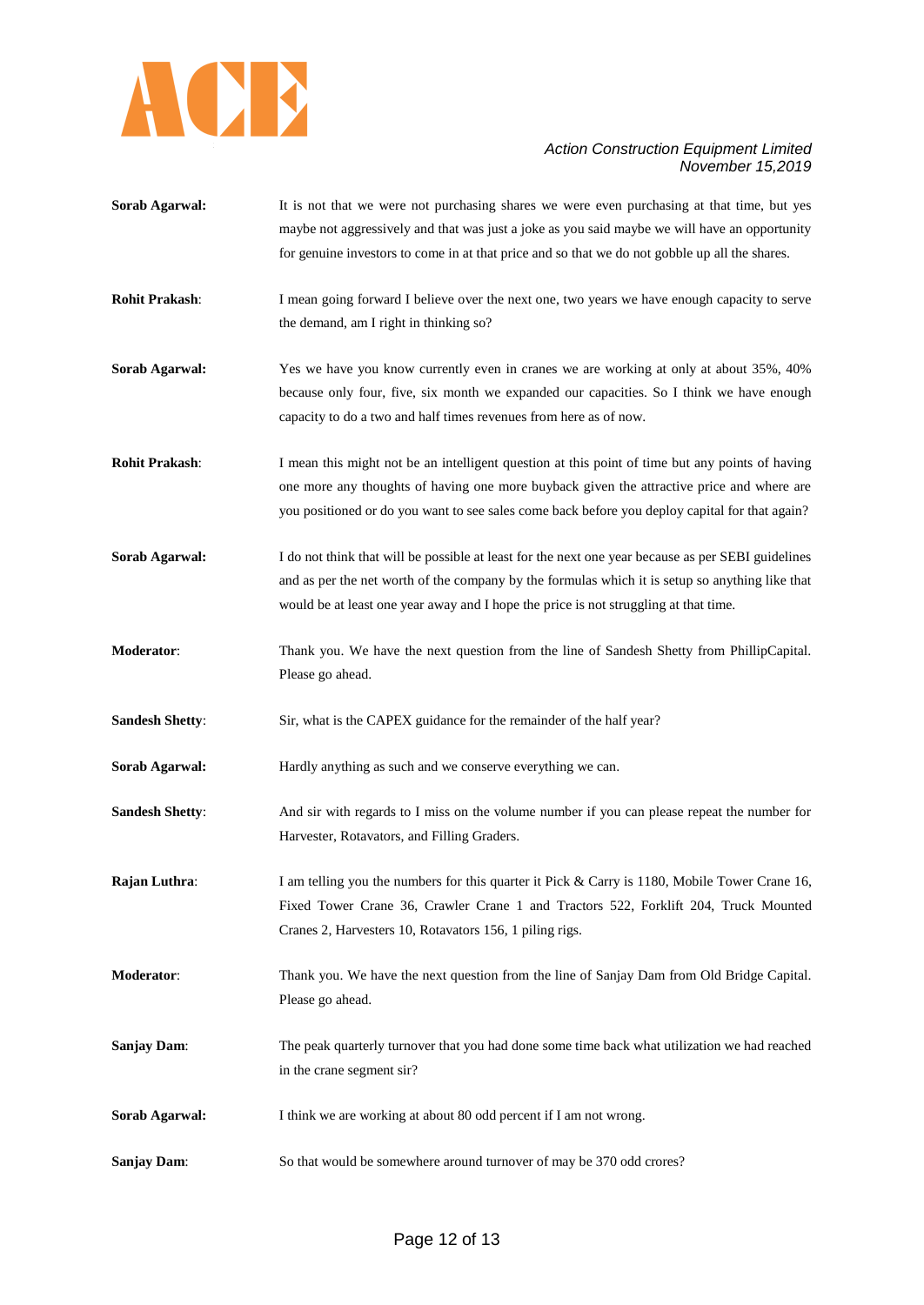**Sorab Agarwal:** It is not that we were not purchasing shares we were even purchasing at that time, but yes maybe not aggressively and that was just a joke as you said maybe we will have an opportunity for genuine investors to come in at that price and so that we do not gobble up all the shares.

**Rohit Prakash**: I mean going forward I believe over the next one, two years we have enough capacity to serve the demand, am I right in thinking so?

**Sorab Agarwal:** Yes we have you know currently even in cranes we are working at only at about 35%, 40% because only four, five, six month we expanded our capacities. So I think we have enough capacity to do a two and half times revenues from here as of now.

**Rohit Prakash**: I mean this might not be an intelligent question at this point of time but any points of having one more any thoughts of having one more buyback given the attractive price and where are you positioned or do you want to see sales come back before you deploy capital for that again?

**Sorab Agarwal:** I do not think that will be possible at least for the next one year because as per SEBI guidelines and as per the net worth of the company by the formulas which it is setup so anything like that would be at least one year away and I hope the price is not struggling at that time.

**Moderator**: Thank you. We have the next question from the line of Sandesh Shetty from PhillipCapital. Please go ahead.

**Sandesh Shetty**: Sir, what is the CAPEX guidance for the remainder of the half year?

**Sorab Agarwal:** Hardly anything as such and we conserve everything we can.

**Sandesh Shetty**: And sir with regards to I miss on the volume number if you can please repeat the number for Harvester, Rotavators, and Filling Graders.

**Rajan Luthra**: I am telling you the numbers for this quarter it Pick & Carry is 1180, Mobile Tower Crane 16, Fixed Tower Crane 36, Crawler Crane 1 and Tractors 522, Forklift 204, Truck Mounted Cranes 2, Harvesters 10, Rotavators 156, 1 piling rigs.

**Moderator**: Thank you. We have the next question from the line of Sanjay Dam from Old Bridge Capital. Please go ahead.

**Sanjay Dam**: The peak quarterly turnover that you had done some time back what utilization we had reached in the crane segment sir?

**Sorab Agarwal:** I think we are working at about 80 odd percent if I am not wrong.

**Sanjay Dam**: So that would be somewhere around turnover of may be 370 odd crores?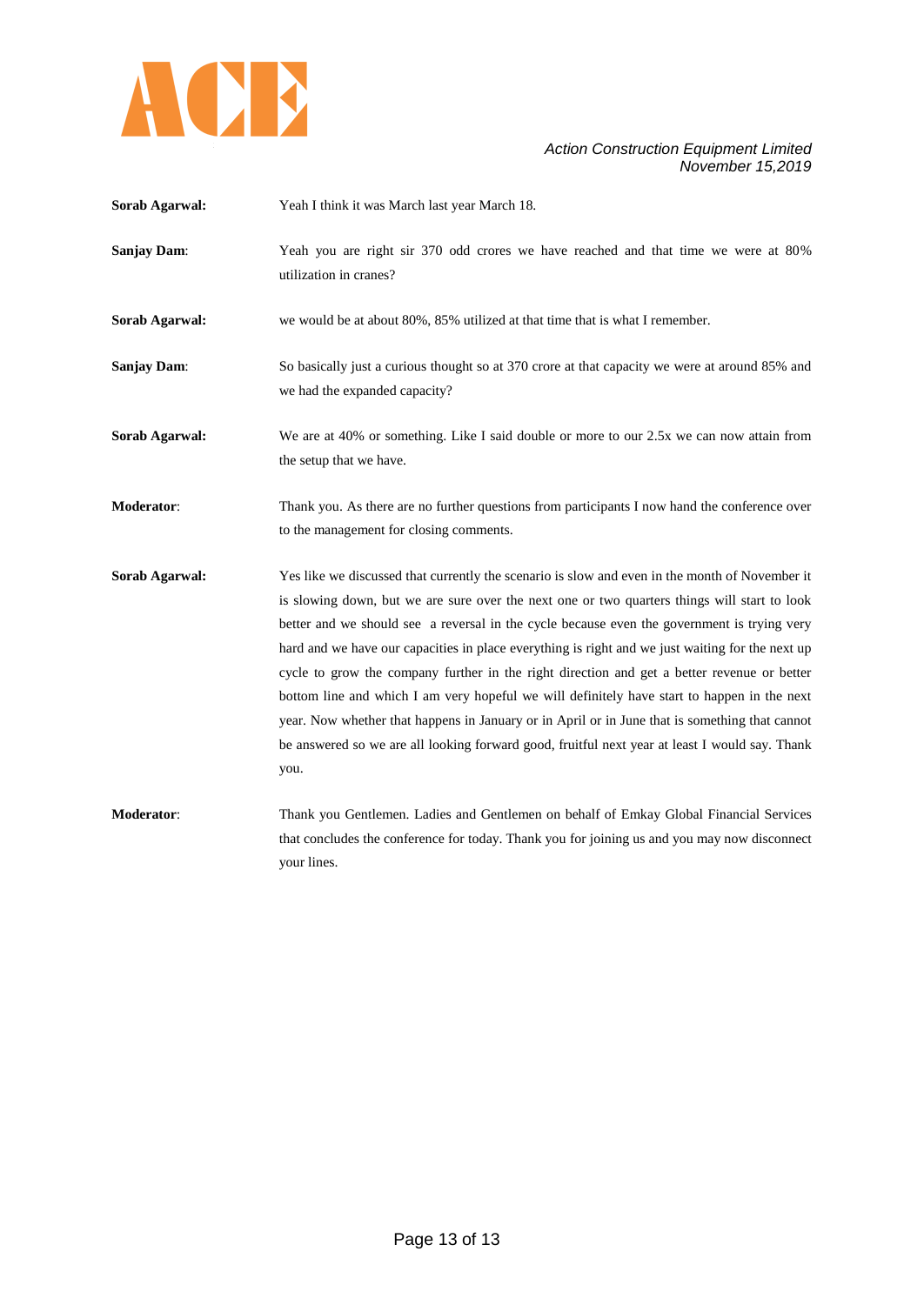**Sorab Agarwal:** Yeah I think it was March last year March 18.

**Sanjay Dam:** Yeah you are right sir 370 odd crores we have reached and that time we were at 80% utilization in cranes?

**Sorab Agarwal:** we would be at about 80%, 85% utilized at that time that is what I remember.

**Sanjay Dam:** So basically just a curious thought so at 370 crore at that capacity we were at around 85% and we had the expanded capacity?

**Sorab Agarwal:** We are at 40% or something. Like I said double or more to our 2.5x we can now attain from the setup that we have.

**Moderator:** Thank you. As there are no further questions from participants I now hand the conference over to the management for closing comments.

**Sorab Agarwal:** Yes like we discussed that currently the scenario is slow and even in the month of November it is slowing down, but we are sure over the next one or two quarters things will start to look better and we should see a reversal in the cycle because even the government is trying very hard and we have our capacities in place everything is right and we just waiting for the next up cycle to grow the company further in the right direction and get a better revenue or better bottom line and which I am very hopeful we will definitely have start to happen in the next year. Now whether that happens in January or in April or in June that is something that cannot be answered so we are all looking forward good, fruitful next year at least I would say. Thank you.

**Moderator:** Thank you Gentlemen. Ladies and Gentlemen on behalf of Emkay Global Financial Services that concludes the conference for today. Thank you for joining us and you may now disconnect your lines.